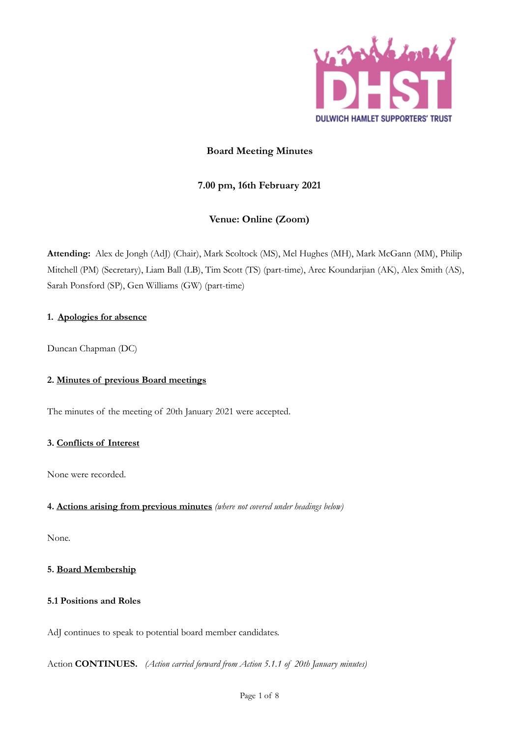DULWICH HAMLET SUPPORTERS' TRUST

# Board Meeting Minutes

## 7.00 pm, 16th February 2021

## Venue: Online (Zoom)

**Attending:** Alex de Jongh (AdJ) (Chair), Mark Scoltock (MS), Mel Hughes (MH), Mark McGann (MM), Philip Mitchell (PM) (Secretary), Liam Ball (LB), Tim Scott (TS) (part-time), Arec Koundarjian (AK), Alex Smith (AS), Sarah Ponsford (SP), Gen Williams (GW) (part-time)

### 1. Apologies for absence

Duncan Chapman (DC)

### 2. Minutes of previous Board meetings

The minutes of the meeting of 20th January 2021 were accepted.

### 3. Conflicts of Interest

None were recorded.

### 4. Actions arising from previous minutes *(where not covered under headings below)*

None.

### 5. Board Membership

#### 5.1 Positions and Roles

AdJ continues to speak to potential board member candidates.

Action **CONTINUES.** *(Action carried forward from Action 5.1.1 of 20th January minutes)*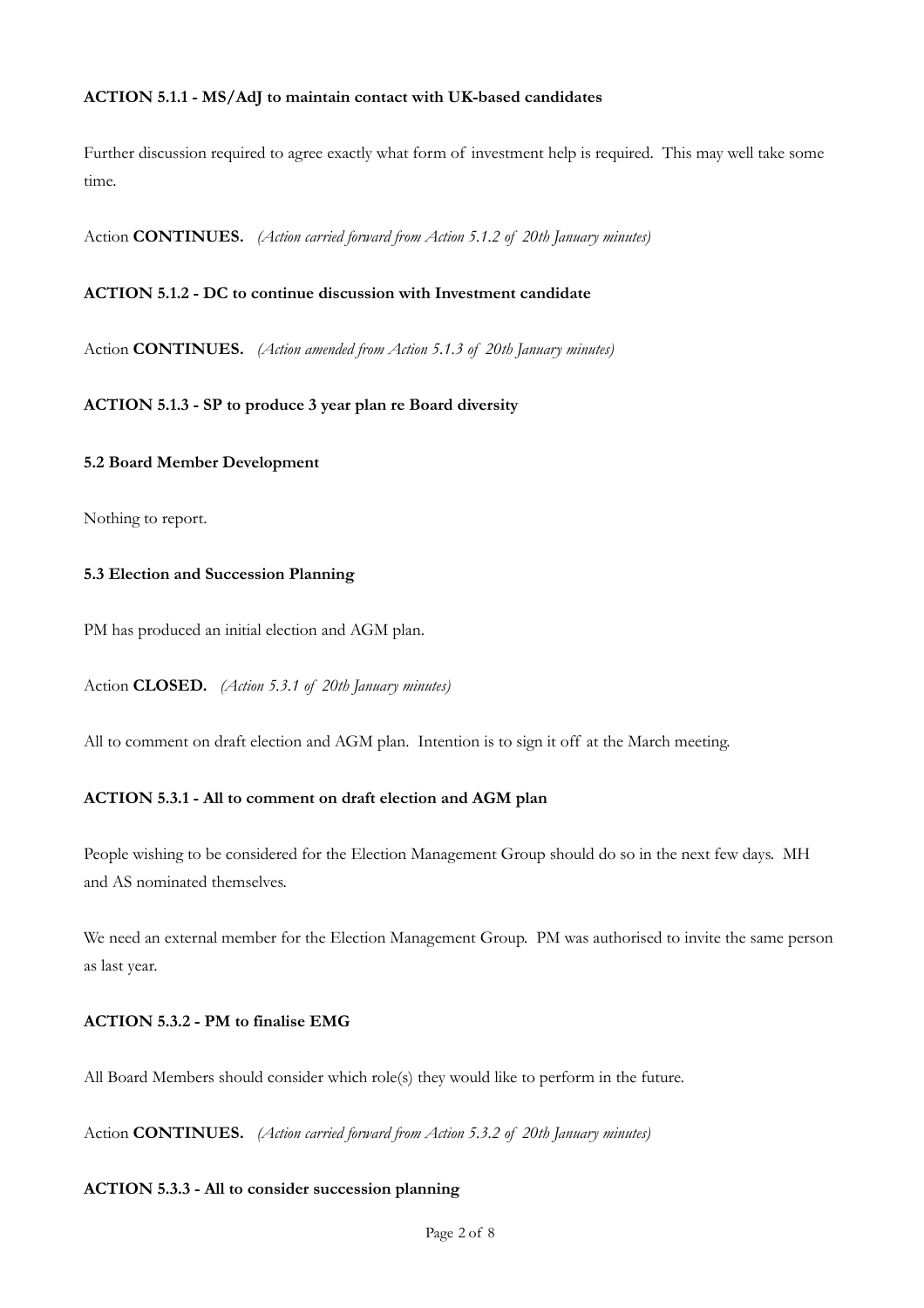**ACTION 5.1.1 - MS/AdJ to maintain contact with UK-based candidates**

Further discussion required to agree exactly what form of investment help is required. This may well take some time.

Action **CONTINUES.** *(Action carried forward from Action 5.1.2 of 20th January minutes)*

**ACTION 5.1.2 - DC to continue discussion with Investment candidate**

Action **CONTINUES.** *(Action amended from Action 5.1.3 of 20th January minutes)*

**ACTION 5.1.3 - SP to produce 3 year plan re Board diversity**

**5.2 Board Member Development**

Nothing to report.

**5.3 Election and Succession Planning**

PM has produced an initial election and AGM plan.

Action **CLOSED.** *(Action 5.3.1 of 20th January minutes)*

All to comment on draft election and AGM plan. Intention is to sign it off at the March meeting.

**ACTION 5.3.1 - All to comment on draft election and AGM plan**

People wishing to be considered for the Election Management Group should do so in the next few days. MH and AS nominated themselves.

We need an external member for the Election Management Group. PM was authorised to invite the same person as last year.

**ACTION 5.3.2 - PM to finalise EMG**

All Board Members should consider which role(s) they would like to perform in the future.

Action **CONTINUES.** *(Action carried forward from Action 5.3.2 of 20th January minutes)*

**ACTION 5.3.3 - All to consider succession planning**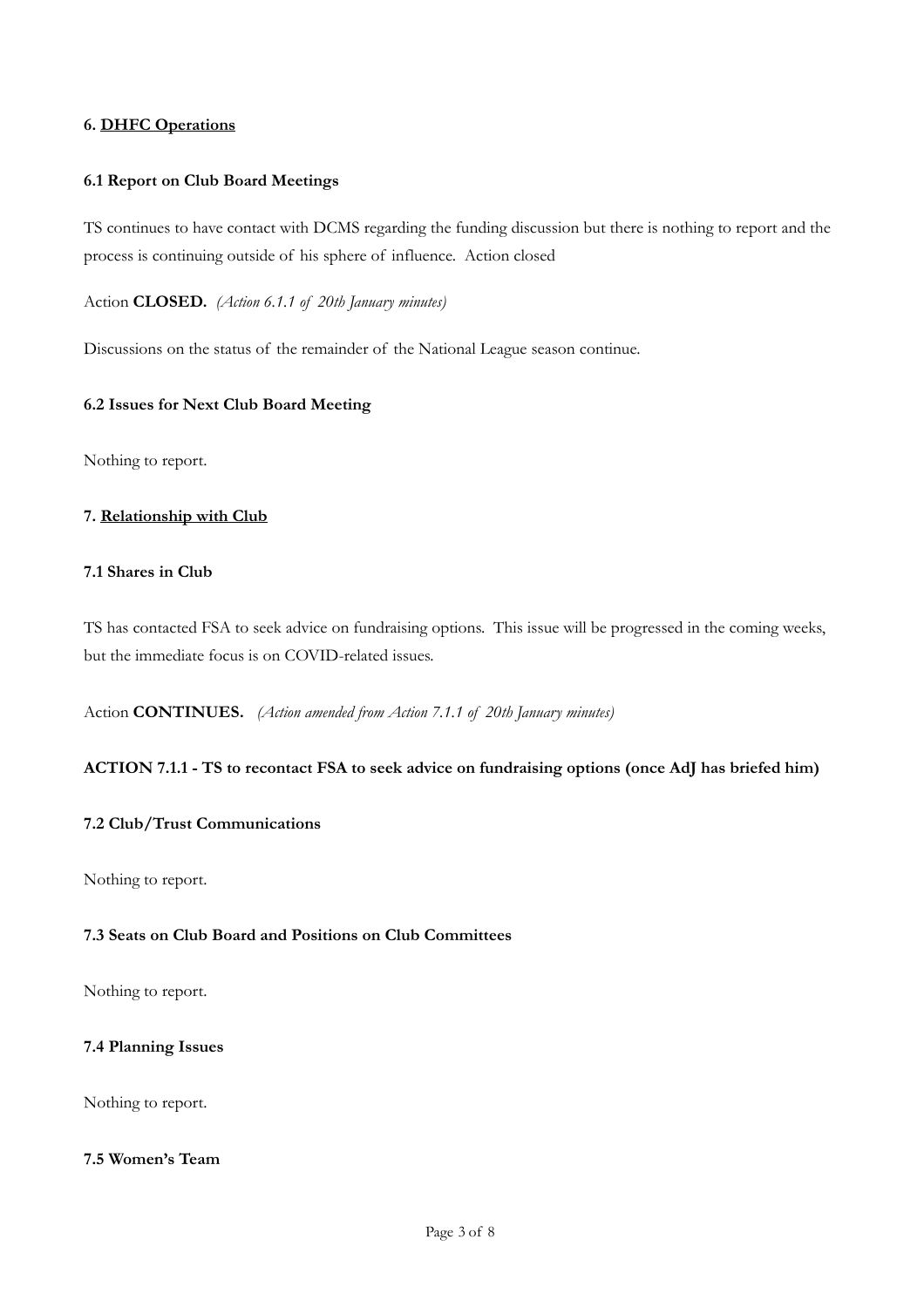## 6. <u>DHFC Operations</u>

### 6.1 Report on Club Board Meetings

TS continues to have contact with DCMS regarding the funding discussion but there is nothing to report and the process is continuing outside of his sphere of influence. Action closed

Action **CLOSED.** *(Action 6.1.1 of 20th January minutes)*

Discussions on the status of the remainder of the National League season continue.

### 6.2 Issues for Next Club Board Meeting

Nothing to report.

## 7. <u>Relationship with Club</u>

### 7.1 Shares in Club

TS has contacted FSA to seek advice on fundraising options. This issue will be progressed in the coming weeks, but the immediate focus is on COVID-related issues.

Action **CONTINUES.** *(Action amended from Action 7.1.1 of 20th January minutes)*

**ACTION 7.1.1 - TS to recontact FSA to seek advice on fundraising options (once AdJ has briefed him)**

### 7.2 Club/Trust Communications

Nothing to report.

### 7.3 Seats on Club Board and Positions on Club Committees

Nothing to report.

### 7.4 Planning Issues

Nothing to report.

### 7.5 Women's Team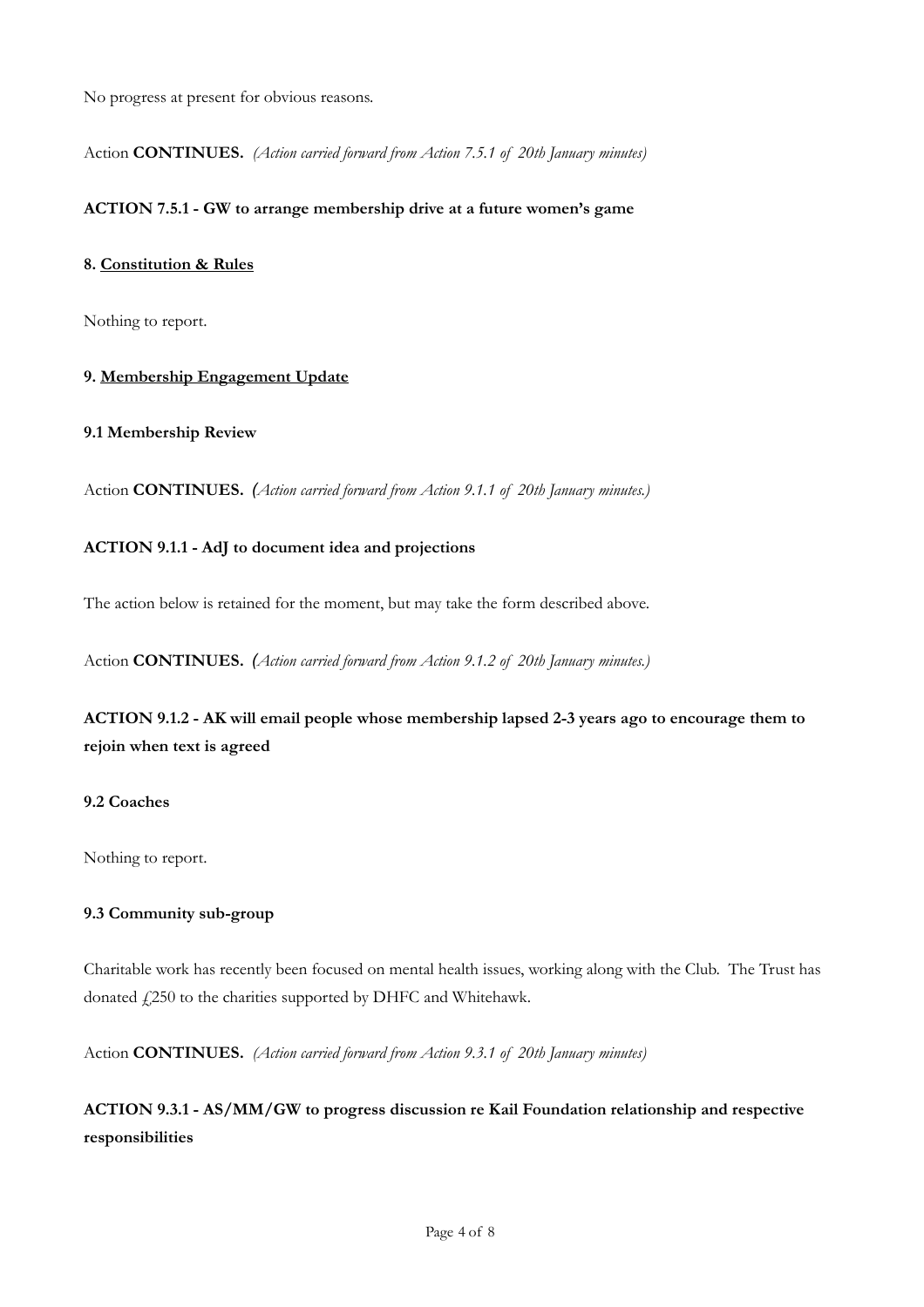No progress at present for obvious reasons.

Action **CONTINUES.** *(Action carried forward from Action 7.5.1 of 20th January minutes)*

**ACTION 7.5.1 - GW to arrange membership drive at a future women's game**

## 8. Constitution & Rules

Nothing to report.

## 9. Membership Engagement Update

### 9.1 Membership Review

Action **CONTINUES.** *(Action carried forward from Action 9.1.1 of 20th January minutes.)*

**ACTION 9.1.1 - AdJ to document idea and projections**

The action below is retained for the moment, but may take the form described above.

Action **CONTINUES.** *(Action carried forward from Action 9.1.2 of 20th January minutes.)*

**ACTION 9.1.2 - AK will email people whose membership lapsed 2-3 years ago to encourage them to rejoin when text is agreed**

### 9.2 Coaches

Nothing to report.

### 9.3 Community sub-group

Charitable work has recently been focused on mental health issues, working along with the Club. The Trust has donated £250 to the charities supported by DHFC and Whitehawk.

Action **CONTINUES.** *(Action carried forward from Action 9.3.1 of 20th January minutes)*

**ACTION 9.3.1 - AS/MM/GW to progress discussion re Kail Foundation relationship and respective responsibilities**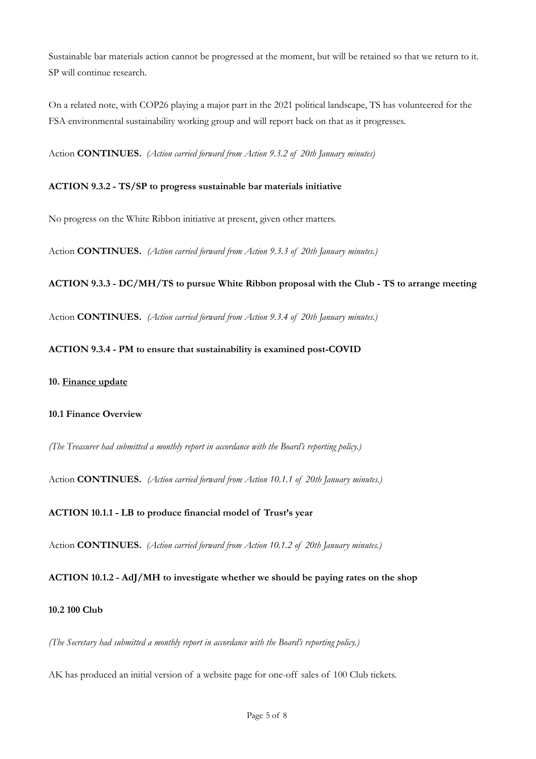Sustainable bar materials action cannot be progressed at the moment, but will be retained so that we return to it. SP will continue research.

On a related note, with COP26 playing a major part in the 2021 political landscape, TS has volunteered for the FSA environmental sustainability working group and will report back on that as it progresses.

Action **CONTINUES.** *(Action carried forward from Action 9.3.2 of 20th January minutes)*

**ACTION 9.3.2 - TS/SP to progress sustainable bar materials initiative**

No progress on the White Ribbon initiative at present, given other matters.

Action **CONTINUES.** *(Action carried forward from Action 9.3.3 of 20th January minutes.)*

**ACTION 9.3.3 - DC/MH/TS to pursue White Ribbon proposal with the Club - TS to arrange meeting**

Action **CONTINUES.** *(Action carried forward from Action 9.3.4 of 20th January minutes.)*

**ACTION 9.3.4 - PM to ensure that sustainability is examined post-COVID**

## 10. <u>Finance update</u>

### 10.1 Finance Overview

*(The Treasurer had submitted a monthly report in accordance with the Board's reporting policy.)*

Action **CONTINUES.** *(Action carried forward from Action 10.1.1 of 20th January minutes.)*

**ACTION 10.1.1 - LB to produce financial model of Trust's year**

Action **CONTINUES.** *(Action carried forward from Action 10.1.2 of 20th January minutes.)*

**ACTION 10.1.2 - AdJ/MH to investigate whether we should be paying rates on the shop**

### 10.2 100 Club

*(The Secretary had submitted a monthly report in accordance with the Board's reporting policy.)*

AK has produced an initial version of a website page for one-off sales of 100 Club tickets.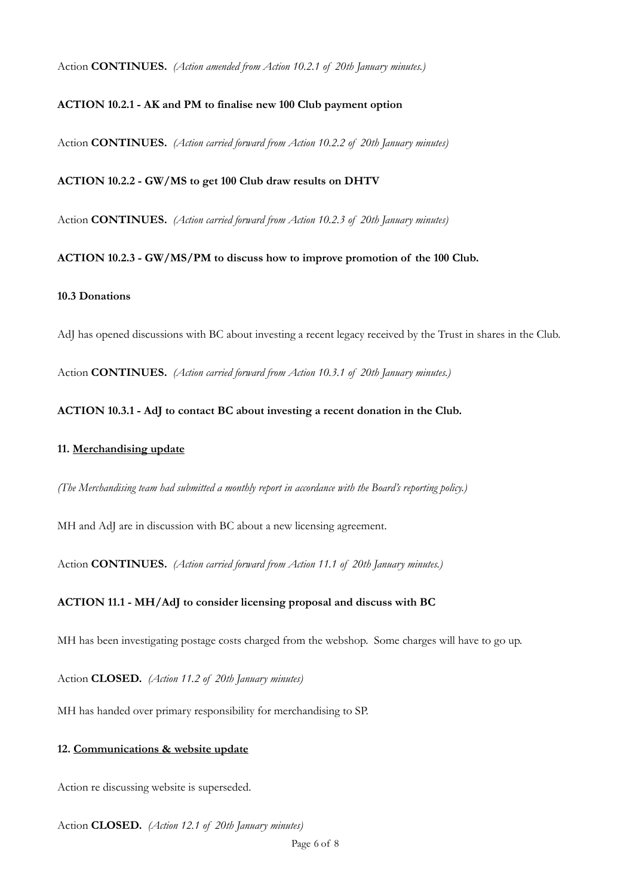Action **CONTINUES.** *(Action amended from Action 10.2.1 of 20th January minutes.)*

**ACTION 10.2.1 - AK and PM to finalise new 100 Club payment option**

Action **CONTINUES.** *(Action carried forward from Action 10.2.2 of 20th January minutes)*

**ACTION 10.2.2 - GW/MS to get 100 Club draw results on DHTV**

Action **CONTINUES.** *(Action carried forward from Action 10.2.3 of 20th January minutes)*

**ACTION 10.2.3 - GW/MS/PM to discuss how to improve promotion of the 100 Club.**

**10.3 Donations**

AdJ has opened discussions with BC about investing a recent legacy received by the Trust in shares in the Club.

Action **CONTINUES.** *(Action carried forward from Action 10.3.1 of 20th January minutes.)*

**ACTION 10.3.1 - AdJ to contact BC about investing a recent donation in the Club.**

**11. Merchandising update**

*(The Merchandising team had submitted a monthly report in accordance with the Board's reporting policy.)*

MH and AdJ are in discussion with BC about a new licensing agreement.

Action **CONTINUES.** *(Action carried forward from Action 11.1 of 20th January minutes.)*

**ACTION 11.1 - MH/AdJ to consider licensing proposal and discuss with BC**

MH has been investigating postage costs charged from the webshop. Some charges will have to go up.

Action **CLOSED.** *(Action 11.2 of 20th January minutes)*

MH has handed over primary responsibility for merchandising to SP.

**12. Communications & website update**

Action re discussing website is superseded.

Action **CLOSED.** *(Action 12.1 of 20th January minutes)*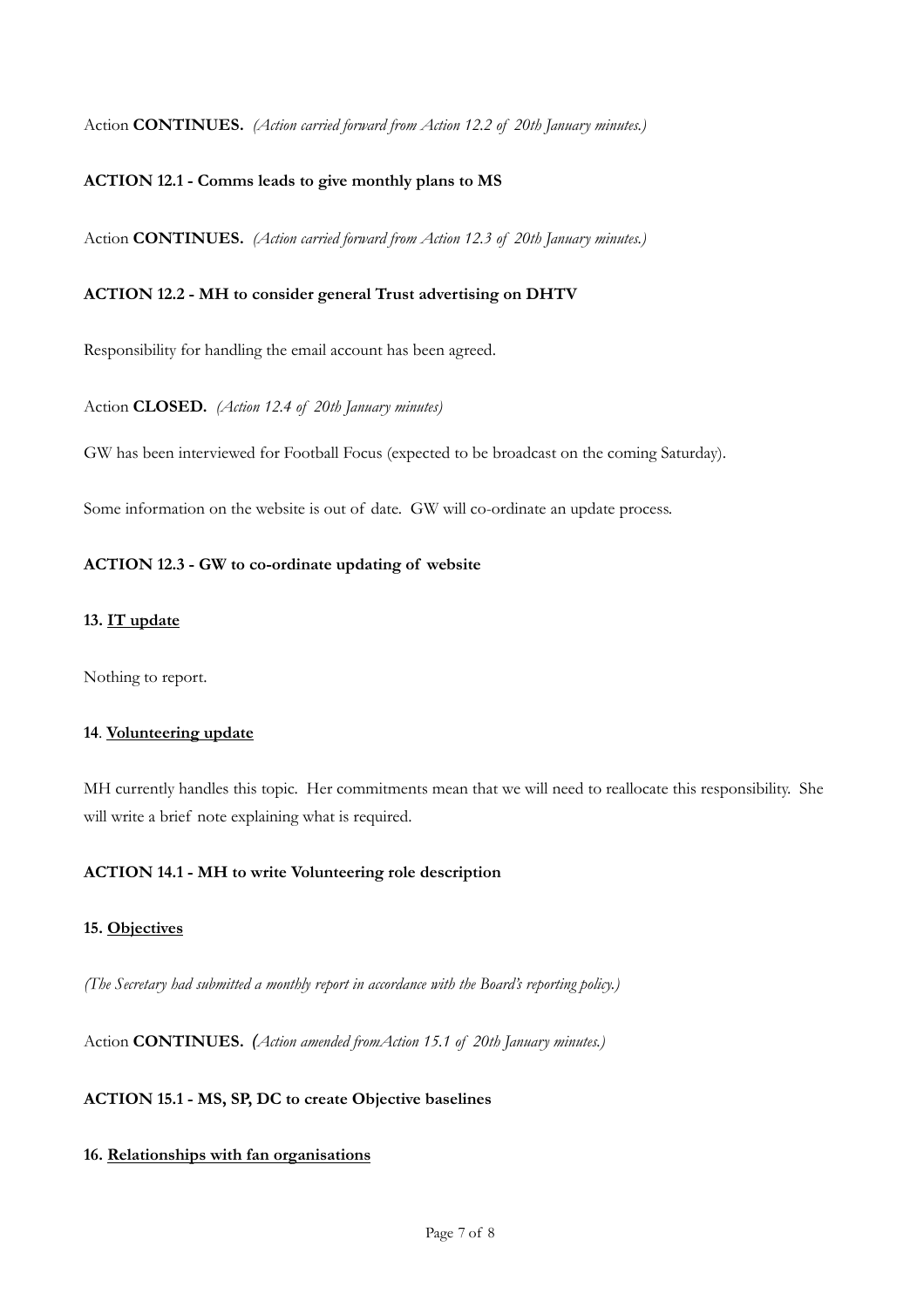Action **CONTINUES.** *(Action carried forward from Action 12.2 of 20th January minutes.)*

**ACTION 12.1 - Comms leads to give monthly plans to MS**

Action **CONTINUES.** *(Action carried forward from Action 12.3 of 20th January minutes.)*

**ACTION 12.2 - MH to consider general Trust advertising on DHTV**

Responsibility for handling the email account has been agreed.

Action **CLOSED.** *(Action 12.4 of 20th January minutes)*

GW has been interviewed for Football Focus (expected to be broadcast on the coming Saturday).

Some information on the website is out of date. GW will co-ordinate an update process.

**ACTION 12.3 - GW to co-ordinate updating of website**

**13. <u>IT update</u>**

Nothing to report.

**14. <u>Volunteering update</u>**

MH currently handles this topic. Her commitments mean that we will need to reallocate this responsibility. She will write a brief note explaining what is required.

**ACTION 14.1 - MH to write Volunteering role description**

**15. <u>Objectives</u>**

*(The Secretary had submitted a monthly report in accordance with the Board's reporting policy.)*

Action **CONTINUES.** *(Action amended fromAction 15.1 of 20th January minutes.)*

**ACTION 15.1 - MS, SP, DC to create Objective baselines**

**16. <u>Relationships with fan organisations</u>**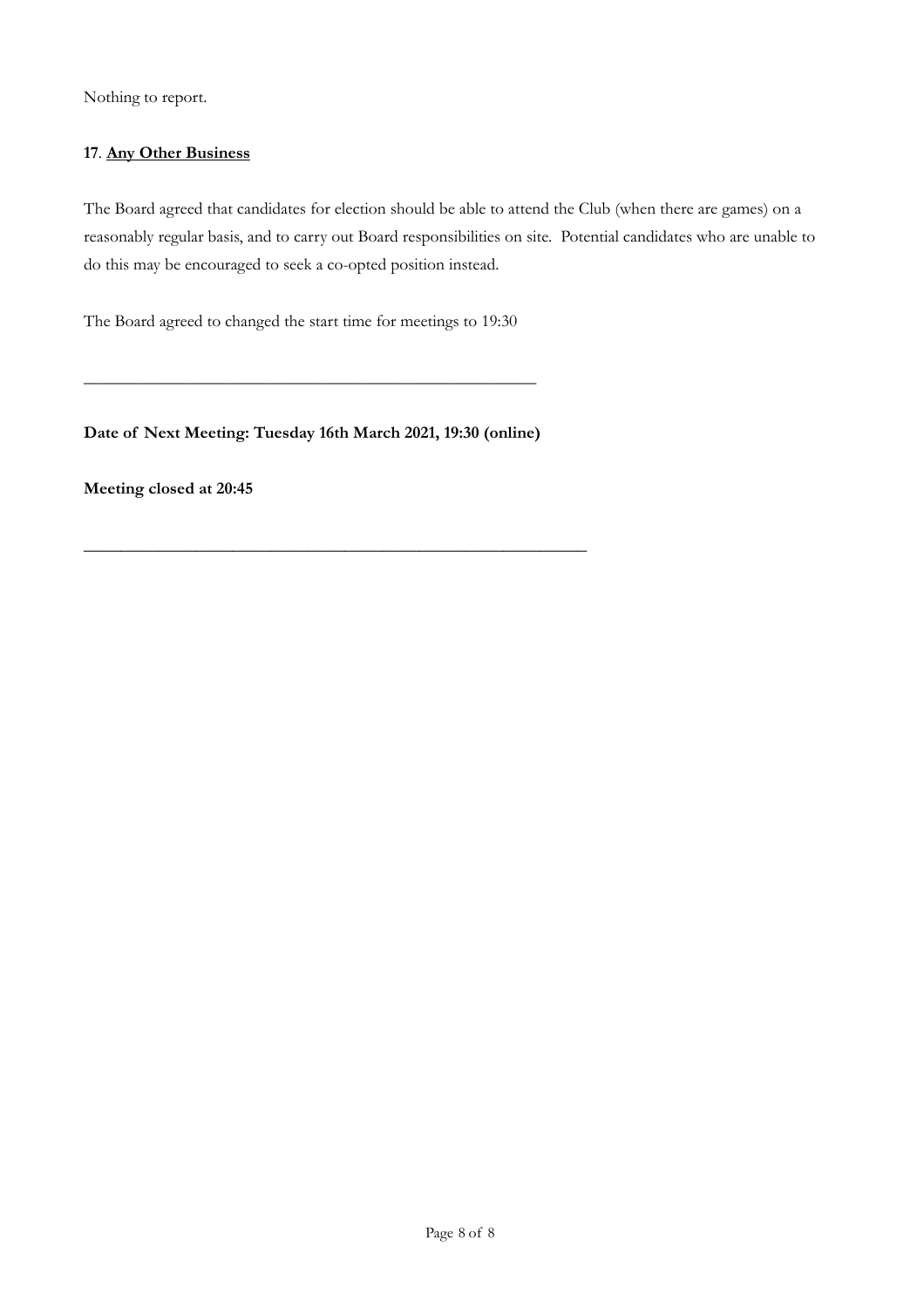Nothing to report.

**17**. **Any Other Business**

The Board agreed that candidates for election should be able to attend the Club (when there are games) on a reasonably regular basis, and to carry out Board responsibilities on site. Potential candidates who are unable to do this may be encouraged to seek a co-opted position instead.

The Board agreed to changed the start time for meetings to 19:30

---

**Date of Next Meeting: Tuesday 16th March 2021, 19:30 (online)**

**Meeting closed at 20:45**

---